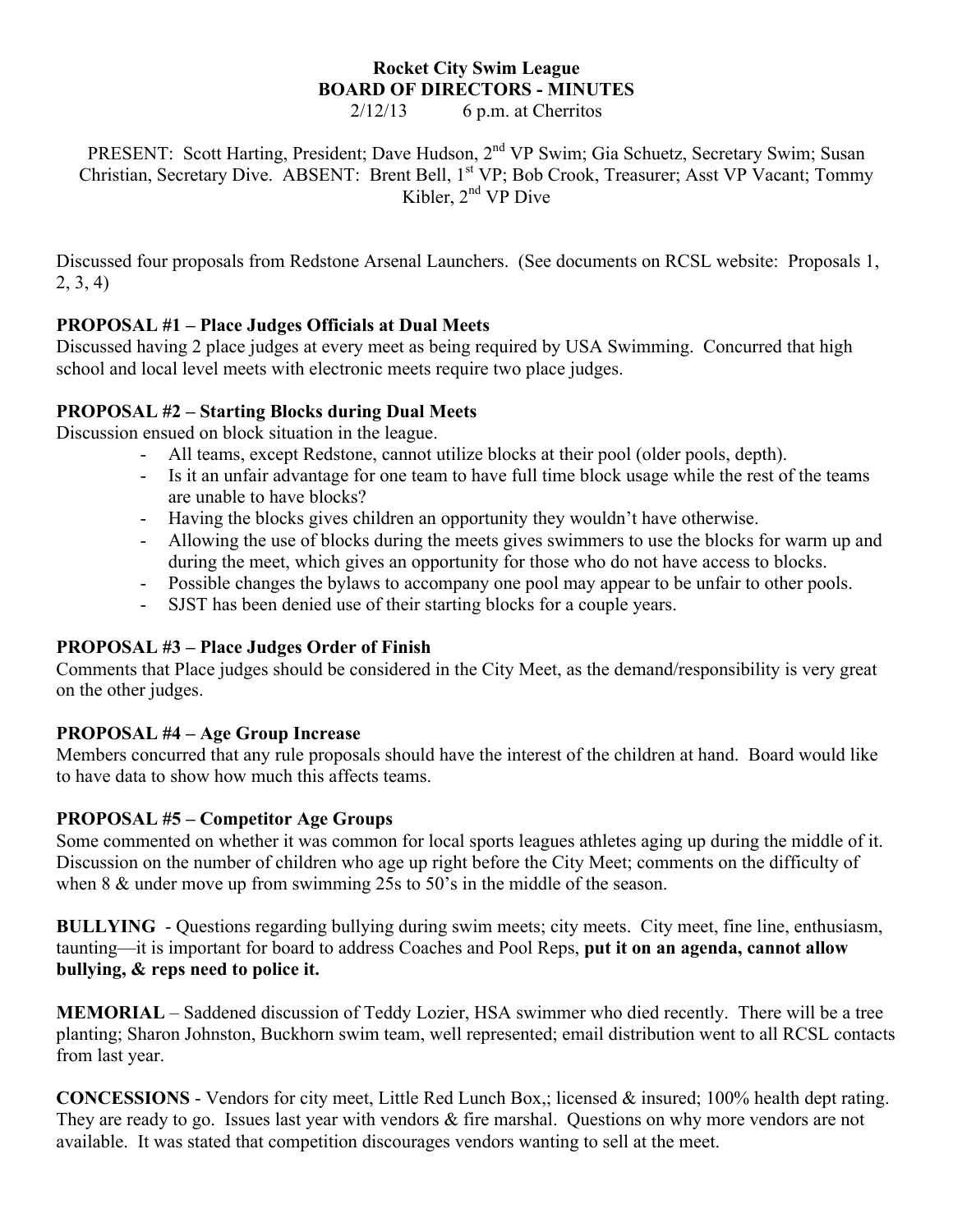# Rocket City Swim League
## BOARD OF DIRECTORS - MINUTES

2/12/13 6 p.m. at Cherritos

PRESENT: Scott Harting, President; Dave Hudson, 2nd VP Swim; Gia Schuetz, Secretary Swim; Susan Christian, Secretary Dive. ABSENT: Brent Bell, 1st VP; Bob Crook, Treasurer; Asst VP Vacant; Tommy Kibler, 2nd VP Dive

Discussed four proposals from Redstone Arsenal Launchers. (See documents on RCSL website: Proposals 1, 2, 3, 4)

**PROPOSAL #1 – Place Judges Officials at Dual Meets**
Discussed having 2 place judges at every meet as being required by USA Swimming. Concurred that high school and local level meets with electronic meets require two place judges.

**PROPOSAL #2 – Starting Blocks during Dual Meets**
Discussion ensued on block situation in the league.

- All teams, except Redstone, cannot utilize blocks at their pool (older pools, depth).
- Is it an unfair advantage for one team to have full time block usage while the rest of the teams are unable to have blocks?
- Having the blocks gives children an opportunity they wouldn't have otherwise.
- Allowing the use of blocks during the meets gives swimmers to use the blocks for warm up and during the meet, which gives an opportunity for those who do not have access to blocks.
- Possible changes the bylaws to accompany one pool may appear to be unfair to other pools.
- SJST has been denied use of their starting blocks for a couple years.

**PROPOSAL #3 – Place Judges Order of Finish**
Comments that Place judges should be considered in the City Meet, as the demand/responsibility is very great on the other judges.

**PROPOSAL #4 – Age Group Increase**
Members concurred that any rule proposals should have the interest of the children at hand. Board would like to have data to show how much this affects teams.

**PROPOSAL #5 – Competitor Age Groups**
Some commented on whether it was common for local sports leagues athletes aging up during the middle of it. Discussion on the number of children who age up right before the City Meet; comments on the difficulty of when 8 & under move up from swimming 25s to 50's in the middle of the season.

**BULLYING** - Questions regarding bullying during swim meets; city meets. City meet, fine line, enthusiasm, taunting—it is important for board to address Coaches and Pool Reps, **put it on an agenda, cannot allow bullying, & reps need to police it.**

**MEMORIAL** – Saddened discussion of Teddy Lozier, HSA swimmer who died recently. There will be a tree planting; Sharon Johnston, Buckhorn swim team, well represented; email distribution went to all RCSL contacts from last year.

**CONCESSIONS** - Vendors for city meet, Little Red Lunch Box,; licensed & insured; 100% health dept rating. They are ready to go. Issues last year with vendors & fire marshal. Questions on why more vendors are not available. It was stated that competition discourages vendors wanting to sell at the meet.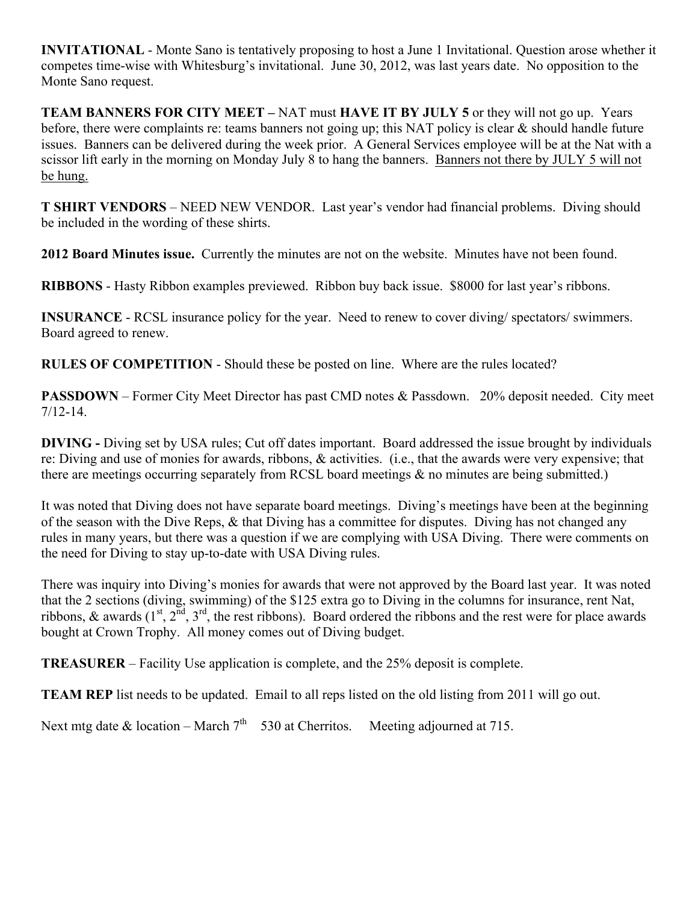**INVITATIONAL** - Monte Sano is tentatively proposing to host a June 1 Invitational. Question arose whether it competes time-wise with Whitesburg's invitational. June 30, 2012, was last years date. No opposition to the Monte Sano request.

**TEAM BANNERS FOR CITY MEET –** NAT must **HAVE IT BY JULY 5** or they will not go up. Years before, there were complaints re: teams banners not going up; this NAT policy is clear & should handle future issues. Banners can be delivered during the week prior. A General Services employee will be at the Nat with a scissor lift early in the morning on Monday July 8 to hang the banners. <u>Banners not there by JULY 5 will not be hung.</u>

**T SHIRT VENDORS** – NEED NEW VENDOR. Last year's vendor had financial problems. Diving should be included in the wording of these shirts.

**2012 Board Minutes issue.** Currently the minutes are not on the website. Minutes have not been found.

**RIBBONS** - Hasty Ribbon examples previewed. Ribbon buy back issue. $8000 for last year's ribbons.

**INSURANCE** - RCSL insurance policy for the year. Need to renew to cover diving/ spectators/ swimmers. Board agreed to renew.

**RULES OF COMPETITION** - Should these be posted on line. Where are the rules located?

**PASSDOWN** – Former City Meet Director has past CMD notes & Passdown. 20% deposit needed. City meet 7/12-14.

**DIVING -** Diving set by USA rules; Cut off dates important. Board addressed the issue brought by individuals re: Diving and use of monies for awards, ribbons, & activities. (i.e., that the awards were very expensive; that there are meetings occurring separately from RCSL board meetings & no minutes are being submitted.)

It was noted that Diving does not have separate board meetings. Diving's meetings have been at the beginning of the season with the Dive Reps, & that Diving has a committee for disputes. Diving has not changed any rules in many years, but there was a question if we are complying with USA Diving. There were comments on the need for Diving to stay up-to-date with USA Diving rules.

There was inquiry into Diving's monies for awards that were not approved by the Board last year. It was noted that the 2 sections (diving, swimming) of the $125 extra go to Diving in the columns for insurance, rent Nat, ribbons, & awards (1st, 2nd, 3rd, the rest ribbons). Board ordered the ribbons and the rest were for place awards bought at Crown Trophy. All money comes out of Diving budget.

**TREASURER** – Facility Use application is complete, and the 25% deposit is complete.

**TEAM REP** list needs to be updated. Email to all reps listed on the old listing from 2011 will go out.

Next mtg date & location – March 7th 530 at Cherritos. Meeting adjourned at 715.